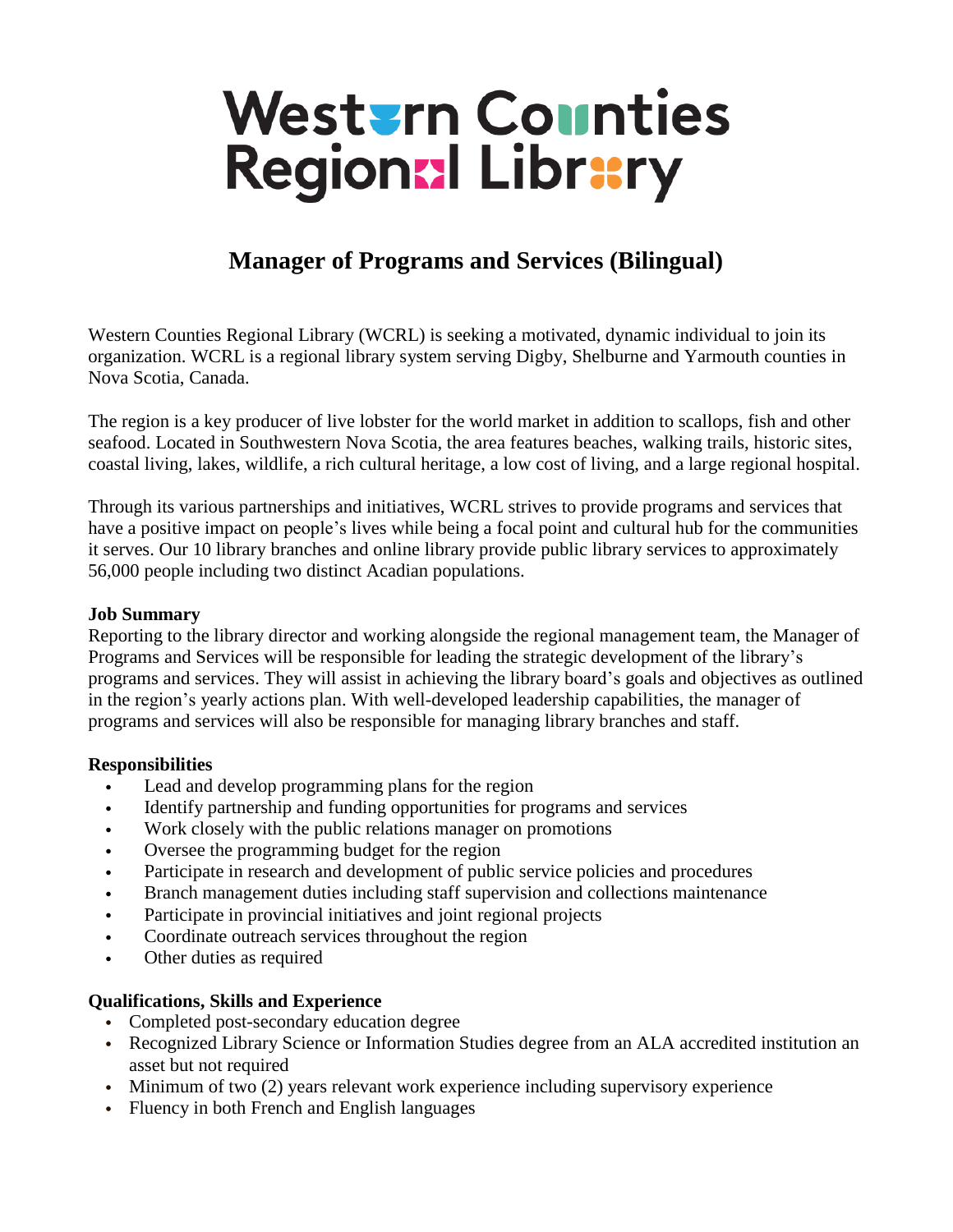# Western Counties Regional Library

## Manager of Programs and Services (Bilingual)

Western Counties Regional Library (WCRL) is seeking a motivated, dynamic individual to join its organization. WCRL is a regional library system serving Digby, Shelburne and Yarmouth counties in Nova Scotia, Canada.

The region is a key producer of live lobster for the world market in addition to scallops, fish and other seafood. Located in Southwestern Nova Scotia, the area features beaches, walking trails, historic sites, coastal living, lakes, wildlife, a rich cultural heritage, a low cost of living, and a large regional hospital.

Through its various partnerships and initiatives, WCRL strives to provide programs and services that have a positive impact on people's lives while being a focal point and cultural hub for the communities it serves. Our 10 library branches and online library provide public library services to approximately 56,000 people including two distinct Acadian populations.

**Job Summary**

Reporting to the library director and working alongside the regional management team, the Manager of Programs and Services will be responsible for leading the strategic development of the library's programs and services. They will assist in achieving the library board's goals and objectives as outlined in the region's yearly actions plan. With well-developed leadership capabilities, the manager of programs and services will also be responsible for managing library branches and staff.

**Responsibilities**

- Lead and develop programming plans for the region
- Identify partnership and funding opportunities for programs and services
- Work closely with the public relations manager on promotions
- Oversee the programming budget for the region
- Participate in research and development of public service policies and procedures
- Branch management duties including staff supervision and collections maintenance
- Participate in provincial initiatives and joint regional projects
- Coordinate outreach services throughout the region
- Other duties as required

**Qualifications, Skills and Experience**

- Completed post-secondary education degree
- Recognized Library Science or Information Studies degree from an ALA accredited institution an asset but not required
- Minimum of two (2) years relevant work experience including supervisory experience
- Fluency in both French and English languages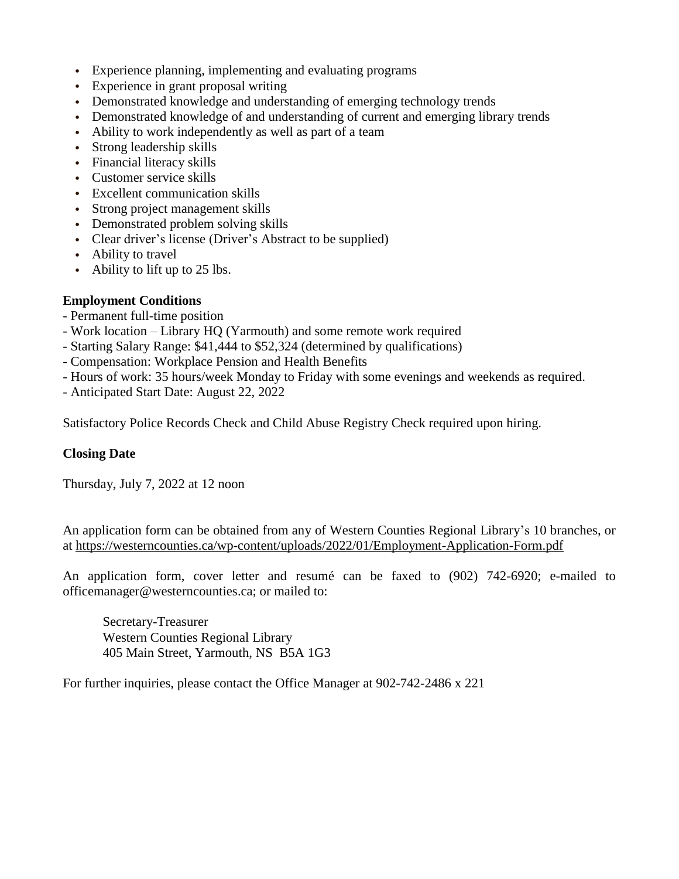- Experience planning, implementing and evaluating programs
- Experience in grant proposal writing
- Demonstrated knowledge and understanding of emerging technology trends
- Demonstrated knowledge of and understanding of current and emerging library trends
- Ability to work independently as well as part of a team
- Strong leadership skills
- Financial literacy skills
- Customer service skills
- Excellent communication skills
- Strong project management skills
- Demonstrated problem solving skills
- Clear driver's license (Driver's Abstract to be supplied)
- Ability to travel
- Ability to lift up to 25 lbs.

**Employment Conditions**

- Permanent full-time position
- Work location – Library HQ (Yarmouth) and some remote work required
- Starting Salary Range: $41,444 to $52,324 (determined by qualifications)
- Compensation: Workplace Pension and Health Benefits
- Hours of work: 35 hours/week Monday to Friday with some evenings and weekends as required.
- Anticipated Start Date: August 22, 2022

Satisfactory Police Records Check and Child Abuse Registry Check required upon hiring.

**Closing Date**

Thursday, July 7, 2022 at 12 noon

An application form can be obtained from any of Western Counties Regional Library's 10 branches, or at https://westerncounties.ca/wp-content/uploads/2022/01/Employment-Application-Form.pdf

An application form, cover letter and resumé can be faxed to (902) 742-6920; e-mailed to officemanager@westerncounties.ca; or mailed to:

Secretary-Treasurer
Western Counties Regional Library
405 Main Street, Yarmouth, NS B5A 1G3

For further inquiries, please contact the Office Manager at 902-742-2486 x 221